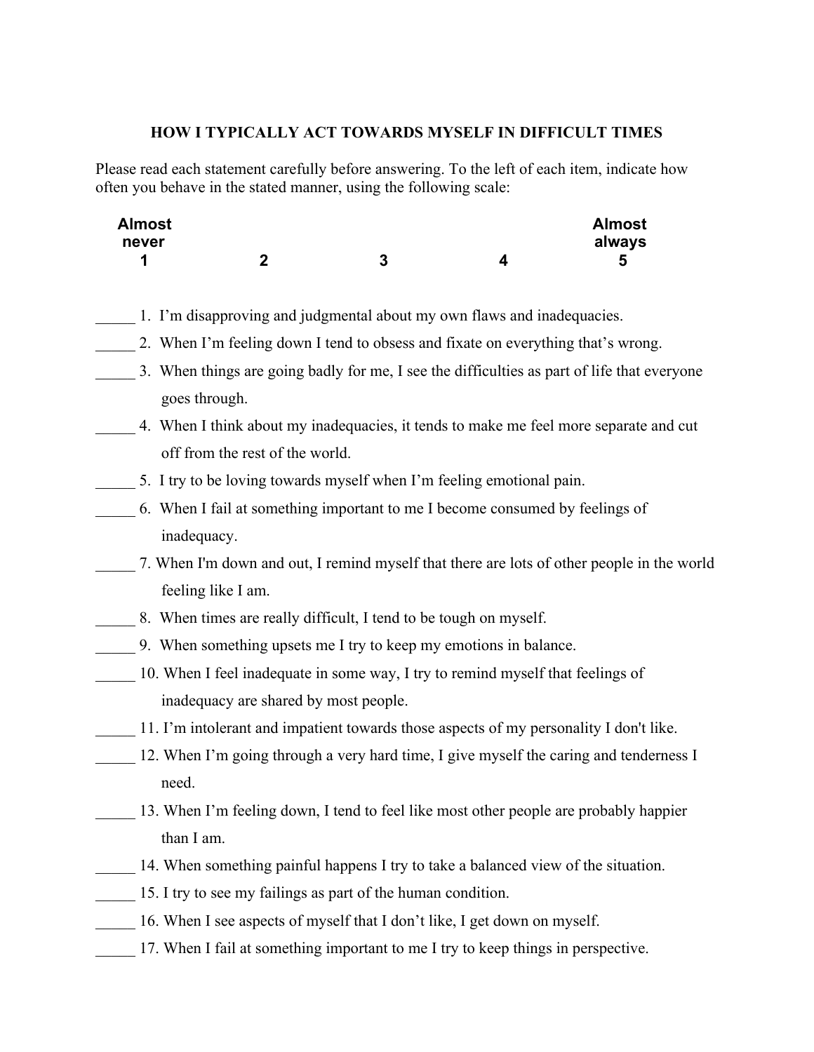## HOW I TYPICALLY ACT TOWARDS MYSELF IN DIFFICULT TIMES

Please read each statement carefully before answering. To the left of each item, indicate how often you behave in the stated manner, using the following scale:

| Almost never 1 | 2 | 3 | 4 | Almost always 5 |
|---|---|---|---|---|

_____ 1. I'm disapproving and judgmental about my own flaws and inadequacies.

_____ 2. When I'm feeling down I tend to obsess and fixate on everything that's wrong.

_____ 3. When things are going badly for me, I see the difficulties as part of life that everyone goes through.

_____ 4. When I think about my inadequacies, it tends to make me feel more separate and cut off from the rest of the world.

_____ 5. I try to be loving towards myself when I'm feeling emotional pain.

_____ 6. When I fail at something important to me I become consumed by feelings of inadequacy.

_____ 7. When I'm down and out, I remind myself that there are lots of other people in the world feeling like I am.

_____ 8. When times are really difficult, I tend to be tough on myself.

_____ 9. When something upsets me I try to keep my emotions in balance.

_____ 10. When I feel inadequate in some way, I try to remind myself that feelings of inadequacy are shared by most people.

_____ 11. I'm intolerant and impatient towards those aspects of my personality I don't like.

_____ 12. When I'm going through a very hard time, I give myself the caring and tenderness I need.

_____ 13. When I'm feeling down, I tend to feel like most other people are probably happier than I am.

_____ 14. When something painful happens I try to take a balanced view of the situation.

_____ 15. I try to see my failings as part of the human condition.

_____ 16. When I see aspects of myself that I don't like, I get down on myself.

_____ 17. When I fail at something important to me I try to keep things in perspective.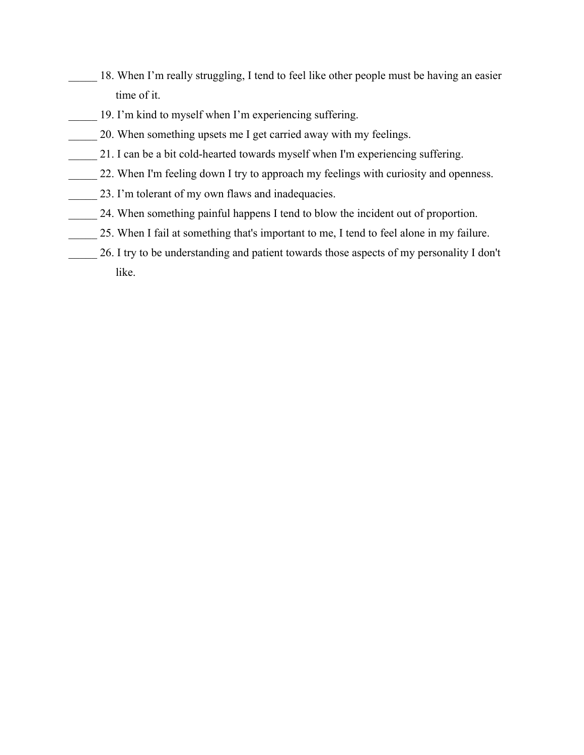_____ 18. When I'm really struggling, I tend to feel like other people must be having an easier time of it.

_____ 19. I'm kind to myself when I'm experiencing suffering.

_____ 20. When something upsets me I get carried away with my feelings.

_____ 21. I can be a bit cold-hearted towards myself when I'm experiencing suffering.

_____ 22. When I'm feeling down I try to approach my feelings with curiosity and openness.

_____ 23. I'm tolerant of my own flaws and inadequacies.

_____ 24. When something painful happens I tend to blow the incident out of proportion.

_____ 25. When I fail at something that's important to me, I tend to feel alone in my failure.

_____ 26. I try to be understanding and patient towards those aspects of my personality I don't like.